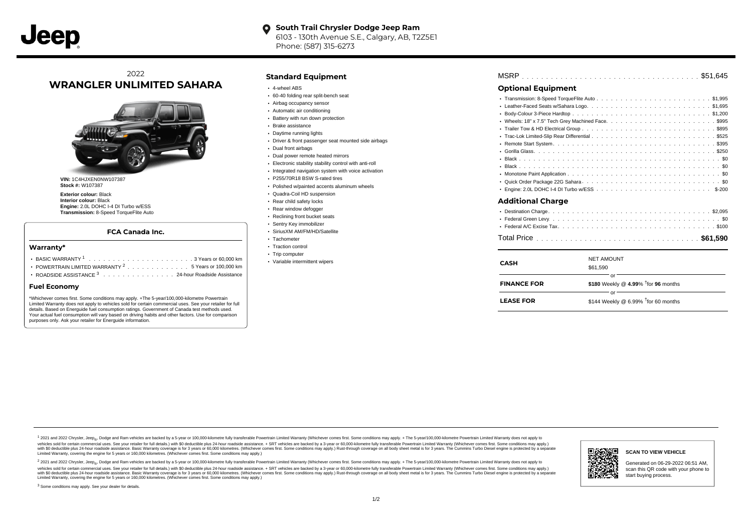**South Trail Chrysler Dodge Jeep Ram**
6103 - 130th Avenue S.E., Calgary, AB, T2Z5E1
Phone: (587) 315-6273

2022

# WRANGLER UNLIMITED SAHARA

**VIN:** 1C4HJXEN0NW107387
**Stock #:** W107387

**Exterior colour:** Black
**Interior colour:** Black
**Engine:** 2.0L DOHC I-4 DI Turbo w/ESS
**Transmission:** 8-Speed TorqueFlite Auto

### FCA Canada Inc.

## Warranty*

- BASIC WARRANTY [1] . . . . . . . . . . 3 Years or 60,000 km
- POWERTRAIN LIMITED WARRANTY [2] . . . . . . . . 5 Years or 100,000 km
- ROADSIDE ASSISTANCE [3] . . . . . . . . 24-hour Roadside Assistance

## Fuel Economy

*Whichever comes first. Some conditions may apply. +The 5-year/100,000-kilometre Powertrain Limited Warranty does not apply to vehicles sold for certain commercial uses. See your retailer for full details. Based on Energuide fuel consumption ratings. Government of Canada test methods used. Your actual fuel consumption will vary based on driving habits and other factors. Use for comparison purposes only. Ask your retailer for Energuide information.

## Standard Equipment

- 4-wheel ABS
- 60-40 folding rear split-bench seat
- Airbag occupancy sensor
- Automatic air conditioning
- Battery with run down protection
- Brake assistance
- Daytime running lights
- Driver & front passenger seat mounted side airbags
- Dual front airbags
- Dual power remote heated mirrors
- Electronic stability stability control with anti-roll
- Integrated navigation system with voice activation
- P255/70R18 BSW S-rated tires
- Polished w/painted accents aluminum wheels
- Quadra-Coil HD suspension
- Rear child safety locks
- Rear window defogger
- Reclining front bucket seats
- Sentry Key immobilizer
- SiriusXM AM/FM/HD/Satellite
- Tachometer
- Traction control
- Trip computer
- Variable intermittent wipers

MSRP . . . . . . . . . . $51,645

## Optional Equipment

- Transmission: 8-Speed TorqueFlite Auto . . . . . . . . $1,995
- Leather-Faced Seats w/Sahara Logo. . . . . . . . $1,695
- Body-Colour 3-Piece Hardtop . . . . . . . . $1,200
- Wheels: 18" x 7.5" Tech Grey Machined Face. . . . . . . . $995
- Trailer Tow & HD Electrical Group . . . . . . . . $895
- Trac-Lok Limited-Slip Rear Differential . . . . . . . . $525
- Remote Start System. . . . . . . . $395
- Gorilla Glass. . . . . . . . $250
- Black . . . . . . . . $0
- Black . . . . . . . . $0
- Monotone Paint Application . . . . . . . . $0
- Quick Order Package 22G Sahara . . . . . . . . $0
- Engine: 2.0L DOHC I-4 DI Turbo w/ESS . . . . . . . . $-200

## Additional Charge

- Destination Charge. . . . . . . . $2,095
- Federal Green Levy. . . . . . . . $0
- Federal A/C Excise Tax. . . . . . . . $100

Total Price . . . . . . . . **$61,590**

| | |
|---|---|
| **CASH** | NET AMOUNT<br>$61,590 |
| | or |
| **FINANCE FOR** | **$180** Weekly @ **4.99**% †for **96** months |
| | or |
| **LEASE FOR** | $144 Weekly @ 6.99% †for 60 months |

[1] 2021 and 2022 Chrysler, Jeep®, Dodge and Ram vehicles are backed by a 5-year or 100,000-kilometre fully transferable Powertrain Limited Warranty (Whichever comes first. Some conditions may apply. + The 5-year/100,000-kilometre Powertrain Limited Warranty does not apply to vehicles sold for certain commercial uses. See your retailer for full details.) with $0 deductible plus 24-hour roadside assistance. + SRT vehicles are backed by a 3-year or 60,000-kilometre fully transferable Powertrain Limited Warranty (Whichever comes first. Some conditions may apply.) with $0 deductible plus 24-hour roadside assistance. Basic Warranty coverage is for 3 years or 60,000 kilometres. (Whichever comes first. Some conditions may apply.) Rust-through coverage on all body sheet metal is for 3 years. The Cummins Turbo Diesel engine is protected by a separate Limited Warranty, covering the engine for 5 years or 160,000 kilometres. (Whichever comes first. Some conditions may apply.)

[2] 2021 and 2022 Chrysler, Jeep®, Dodge and Ram vehicles are backed by a 5-year or 100,000-kilometre fully transferable Powertrain Limited Warranty (Whichever comes first. Some conditions may apply. + The 5-year/100,000-kilometre Powertrain Limited Warranty does not apply to vehicles sold for certain commercial uses. See your retailer for full details.) with $0 deductible plus 24-hour roadside assistance. + SRT vehicles are backed by a 3-year or 60,000-kilometre fully transferable Powertrain Limited Warranty (Whichever comes first. Some conditions may apply.) with $0 deductible plus 24-hour roadside assistance. Basic Warranty coverage is for 3 years or 60,000 kilometres. (Whichever comes first. Some conditions may apply.) Rust-through coverage on all body sheet metal is for 3 years. The Cummins Turbo Diesel engine is protected by a separate Limited Warranty, covering the engine for 5 years or 160,000 kilometres. (Whichever comes first. Some conditions may apply.)

[3] Some conditions may apply. See your dealer for details.

**SCAN TO VIEW VEHICLE**

Generated on 06-29-2022 06:51 AM, scan this QR code with your phone to start buying process.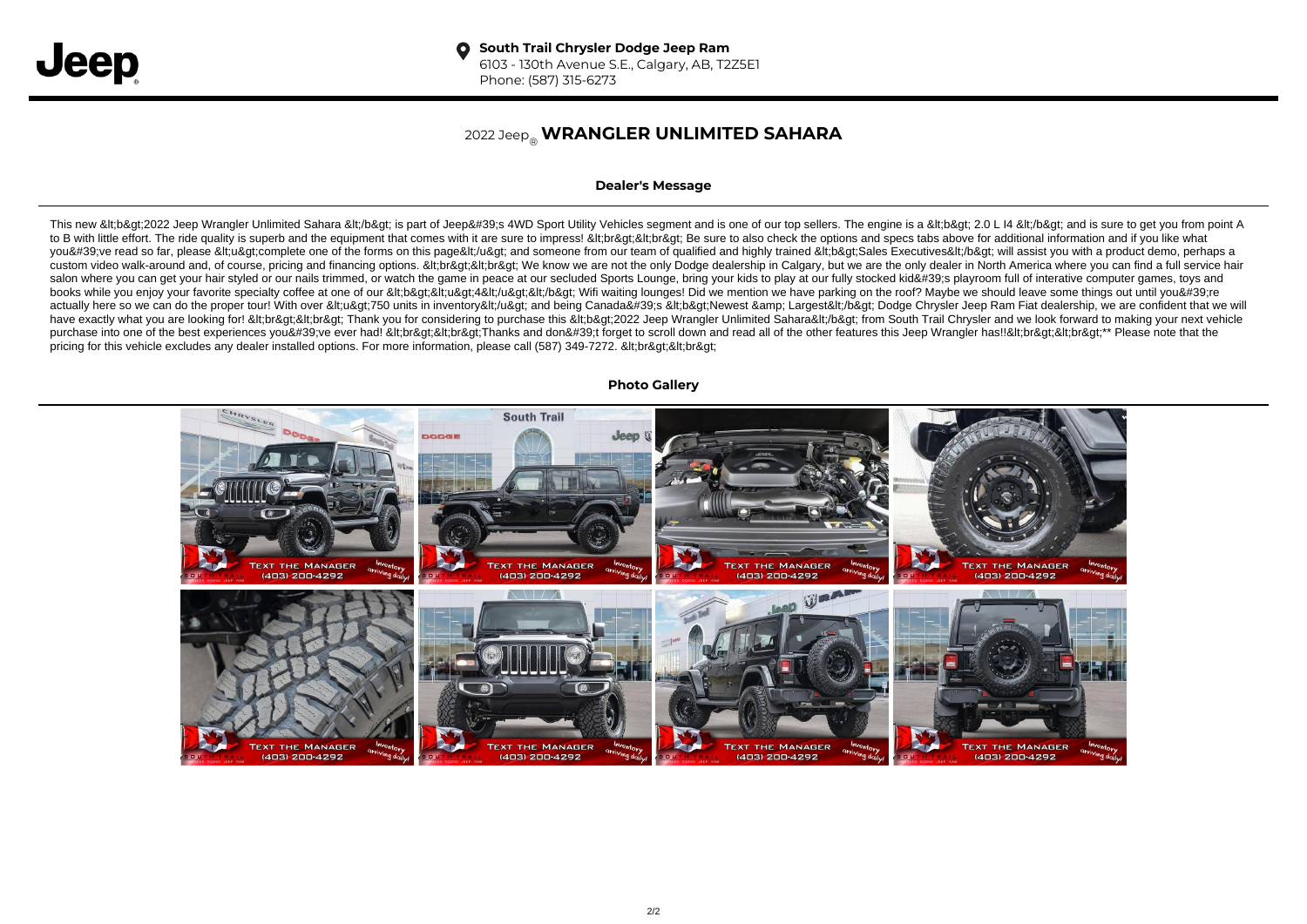South Trail Chrysler Dodge Jeep Ram
6103 - 130th Avenue S.E., Calgary, AB, T2Z5E1
Phone: (587) 315-6273

# 2022 Jeep® WRANGLER UNLIMITED SAHARA

## Dealer's Message

This new &lt;b&gt;2022 Jeep Wrangler Unlimited Sahara &lt;/b&gt; is part of Jeep&#39;s 4WD Sport Utility Vehicles segment and is one of our top sellers. The engine is a &lt;b&gt; 2.0 L I4 &lt;/b&gt; and is sure to get you from point A to B with little effort. The ride quality is superb and the equipment that comes with it are sure to impress! &lt;br&gt;&lt;br&gt; Be sure to also check the options and specs tabs above for additional information and if you like what you&#39;ve read so far, please &lt;u&gt;complete one of the forms on this page&lt;/u&gt; and someone from our team of qualified and highly trained &lt;b&gt;Sales Executives&lt;/b&gt; will assist you with a product demo, perhaps a custom video walk-around and, of course, pricing and financing options. &lt;br&gt;&lt;br&gt; We know we are not the only Dodge dealership in Calgary, but we are the only dealer in North America where you can find a full service hair salon where you can get your hair styled or our nails trimmed, or watch the game in peace at our secluded Sports Lounge, bring your kids to play at our fully stocked kid&#39;s playroom full of interative computer games, toys and books while you enjoy your favorite specialty coffee at one of our &lt;b&gt;&lt;u&gt;4&lt;/u&gt;&lt;/b&gt; Wifi waiting lounges! Did we mention we have parking on the roof? Maybe we should leave some things out until you&#39;re actually here so we can do the proper tour! With over &lt;u&gt;750 units in inventory&lt;/u&gt; and being Canada&#39;s &lt;b&gt;Newest &amp; Largest&lt;/b&gt; Dodge Chrysler Jeep Ram Fiat dealership, we are confident that we will have exactly what you are looking for! &lt;br&gt;&lt;br&gt; Thank you for considering to purchase this &lt;b&gt;2022 Jeep Wrangler Unlimited Sahara&lt;/b&gt; from South Trail Chrysler and we look forward to making your next vehicle purchase into one of the best experiences you&#39;ve ever had! &lt;br&gt;&lt;br&gt;Thanks and don&#39;t forget to scroll down and read all of the other features this Jeep Wrangler has!!&lt;br&gt;&lt;br&gt;** Please note that the pricing for this vehicle excludes any dealer installed options. For more information, please call (587) 349-7272. &lt;br&gt;&lt;br&gt;

## Photo Gallery